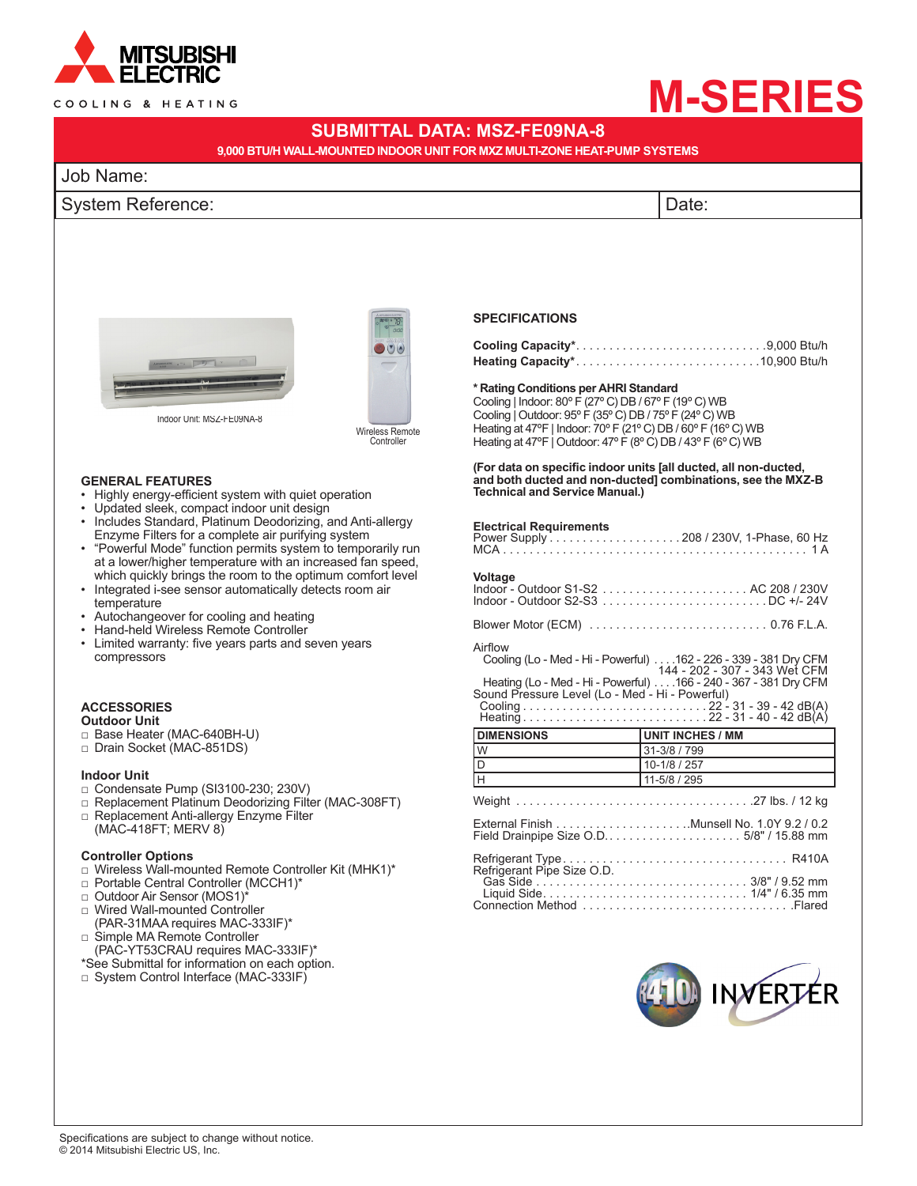MITSUBISHI ELECTRIC

COOLING & HEATING

# M-SERIES

## SUBMITTAL DATA: MSZ-FE09NA-8

**9,000 BTU/H WALL-MOUNTED INDOOR UNIT FOR MXZ MULTI-ZONE HEAT-PUMP SYSTEMS**

| Job Name: | |
|---|---|
| System Reference: | Date: |

Indoor Unit: MSZ-FE09NA-8

Wireless Remote Controller

### GENERAL FEATURES

- Highly energy-efficient system with quiet operation
- Updated sleek, compact indoor unit design
- Includes Standard, Platinum Deodorizing, and Anti-allergy Enzyme Filters for a complete air purifying system
- "Powerful Mode" function permits system to temporarily run at a lower/higher temperature with an increased fan speed, which quickly brings the room to the optimum comfort level
- Integrated i-see sensor automatically detects room air temperature
- Autochangeover for cooling and heating
- Hand-held Wireless Remote Controller
- Limited warranty: five years parts and seven years compressors

### ACCESSORIES

**Outdoor Unit**

- □ Base Heater (MAC-640BH-U)
- □ Drain Socket (MAC-851DS)

**Indoor Unit**

- □ Condensate Pump (SI3100-230; 230V)
- □ Replacement Platinum Deodorizing Filter (MAC-308FT)
- □ Replacement Anti-allergy Enzyme Filter (MAC-418FT; MERV 8)

**Controller Options**

- □ Wireless Wall-mounted Remote Controller Kit (MHK1)*
- □ Portable Central Controller (MCCH1)*
- □ Outdoor Air Sensor (MOS1)*
- □ Wired Wall-mounted Controller (PAR-31MAA requires MAC-333IF)*
- □ Simple MA Remote Controller (PAC-YT53CRAU requires MAC-333IF)*

*See Submittal for information on each option.

- □ System Control Interface (MAC-333IF)

### SPECIFICATIONS

**Cooling Capacity*** ............................ 9,000 Btu/h
**Heating Capacity*** ............................ 10,900 Btu/h

**\* Rating Conditions per AHRI Standard**
Cooling | Indoor: 80° F (27° C) DB / 67° F (19° C) WB
Cooling | Outdoor: 95° F (35° C) DB / 75° F (24° C) WB
Heating at 47°F | Indoor: 70° F (21° C) DB / 60° F (16° C) WB
Heating at 47°F | Outdoor: 47° F (8° C) DB / 43° F (6° C) WB

**(For data on specific indoor units [all ducted, all non-ducted, and both ducted and non-ducted] combinations, see the MXZ-B Technical and Service Manual.)**

**Electrical Requirements**
Power Supply .................... 208 / 230V, 1-Phase, 60 Hz
MCA ............................................ 1 A

**Voltage**
Indoor - Outdoor S1-S2 ...................... AC 208 / 230V
Indoor - Outdoor S2-S3 ...................... DC +/- 24V

Blower Motor (ECM) ........................... 0.76 F.L.A.

Airflow
Cooling (Lo - Med - Hi - Powerful) .... 162 - 226 - 339 - 381 Dry CFM
144 - 202 - 307 - 343 Wet CFM
Heating (Lo - Med - Hi - Powerful) .... 166 - 240 - 367 - 381 Dry CFM

Sound Pressure Level (Lo - Med - Hi - Powerful)
Cooling ............................ 22 - 31 - 39 - 42 dB(A)
Heating ............................ 22 - 31 - 40 - 42 dB(A)

| DIMENSIONS | UNIT INCHES / MM |
|---|---|
| W | 31-3/8 / 799 |
| D | 10-1/8 / 257 |
| H | 11-5/8 / 295 |

Weight ........................................ 27 lbs. / 12 kg

External Finish .................... Munsell No. 1.0Y 9.2 / 0.2
Field Drainpipe Size O.D. .................... 5/8" / 15.88 mm

Refrigerant Type ................................ R410A
Refrigerant Pipe Size O.D.
Gas Side ................................ 3/8" / 9.52 mm
Liquid Side ................................ 1/4" / 6.35 mm
Connection Method ................................ Flared

R410A INVERTER

Specifications are subject to change without notice.
© 2014 Mitsubishi Electric US, Inc.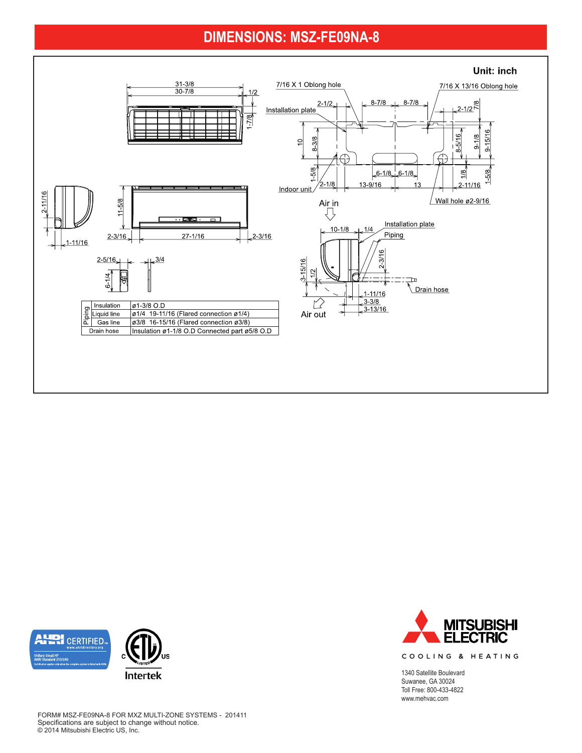# DIMENSIONS: MSZ-FE09NA-8

Unit: inch

31-3/8
30-7/8
1/2
1-7/8

7/16 X 1 Oblong hole
7/16 X 13/16 Oblong hole
2-1/2
8-7/8
8-7/8
2-1/2
7/8
Installation plate
10
8-3/8
8-5/16
9-1/8
9-15/16
1-5/8
6-1/8
6-1/8
1/8
1-5/8
Indoor unit
2-1/8
13-9/16
13
2-11/16
Wall hole ø2-9/16

2-11/16
11-5/8
1-11/16
2-3/16
27-1/16
2-3/16

Air in
10-1/8
1/4
Installation plate
Piping
2-3/16
3-15/16
1/2
Drain hose
1-11/16
3-3/8
3-13/16
Air out

2-5/16
3/4
6-1/4

| | | |
|---|---|---|
| Piping | Insulation | ø1-3/8 O.D |
| | Liquid line | ø1/4 19-11/16 (Flared connection ø1/4) |
| | Gas line | ø3/8 16-15/16 (Flared connection ø3/8) |
| Drain hose | | Insulation ø1-1/8 O.D Connected part ø5/8 O.D |

MITSUBISHI ELECTRIC
COOLING & HEATING

1340 Satellite Boulevard
Suwanee, GA 30024
Toll Free: 800-433-4822
www.mehvac.com

FORM# MSZ-FE09NA-8 FOR MXZ MULTI-ZONE SYSTEMS - 201411
Specifications are subject to change without notice.
© 2014 Mitsubishi Electric US, Inc.